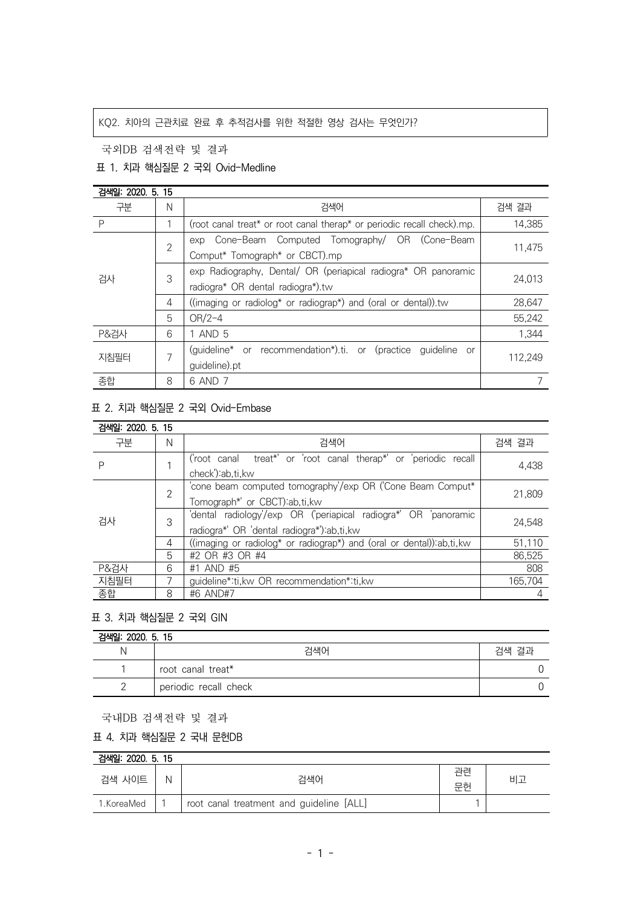KQ2. 치아의 근관치료 완료 후 추적검사를 위한 적절한 영상 검사는 무엇인가?

국외DB 검색전략 및 결과

표 1. 치과 핵심질문 2 국외 Ovid-Medline

| 검색일: 2020. 5. 15 | | | |
|---|---|---|---|
| 구분 | N | 검색어 | 검색 결과 |
| P | 1 | (root canal treat* or root canal therap* or periodic recall check).mp. | 14,385 |
| 검사 | 2 | exp Cone-Beam Computed Tomography/ OR (Cone-Beam Comput* Tomograph* or CBCT).mp | 11,475 |
| | 3 | exp Radiography, Dental/ OR (periapical radiogra* OR panoramic radiogra* OR dental radiogra*).tw | 24,013 |
| | 4 | ((imaging or radiolog* or radiograp*) and (oral or dental)).tw | 28,647 |
| | 5 | OR/2-4 | 55,242 |
| P&검사 | 6 | 1 AND 5 | 1,344 |
| 지침필터 | 7 | (guideline* or recommendation*).ti. or (practice guideline or guideline).pt | 112,249 |
| 종합 | 8 | 6 AND 7 | 7 |

표 2. 치과 핵심질문 2 국외 Ovid-Embase

| 검색일: 2020. 5. 15 | | | |
|---|---|---|---|
| 구분 | N | 검색어 | 검색 결과 |
| P | 1 | ('root canal treat*' or 'root canal therap*' or 'periodic recall check'):ab,ti,kw | 4,438 |
| 검사 | 2 | 'cone beam computed tomography'/exp OR ('Cone Beam Comput* Tomograph*' or CBCT):ab,ti,kw | 21,809 |
| | 3 | 'dental radiology'/exp OR ('periapical radiogra*' OR 'panoramic radiogra*' OR 'dental radiogra*'):ab,ti,kw | 24,548 |
| | 4 | ((imaging or radiolog* or radiograp*) and (oral or dental)):ab,ti,kw | 51,110 |
| | 5 | #2 OR #3 OR #4 | 86,525 |
| P&검사 | 6 | #1 AND #5 | 808 |
| 지침필터 | 7 | guideline*:ti,kw OR recommendation*:ti,kw | 165,704 |
| 종합 | 8 | #6 AND#7 | 4 |

표 3. 치과 핵심질문 2 국외 GIN

| 검색일: 2020. 5. 15 | | |
|---|---|---|
| N | 검색어 | 검색 결과 |
| 1 | root canal treat* | 0 |
| 2 | periodic recall check | 0 |

국내DB 검색전략 및 결과

표 4. 치과 핵심질문 2 국내 문헌DB

| 검색일: 2020. 5. 15 | | | | |
|---|---|---|---|---|
| 검색 사이트 | N | 검색어 | 관련 문헌 | 비고 |
| 1.KoreaMed | 1 | root canal treatment and guideline [ALL] | 1 | |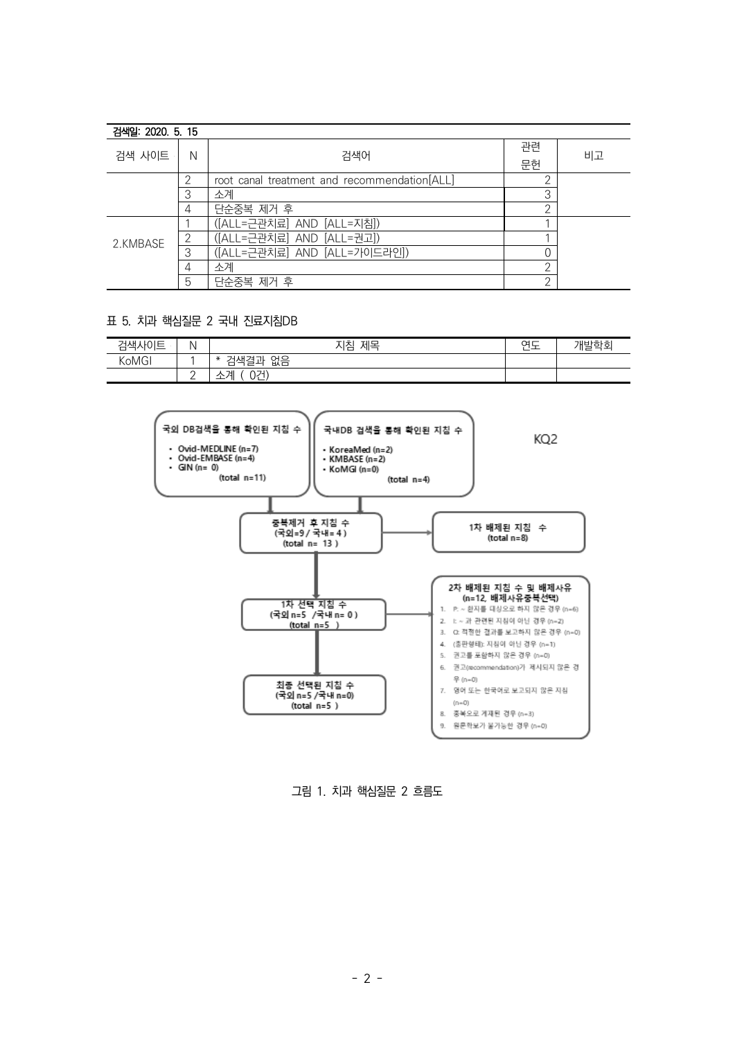검색일: 2020. 5. 15

| 검색 사이트 | N | 검색어 | 관련 문헌 | 비고 |
|---|---|---|---|---|
| | 2 | root canal treatment and recommendation[ALL] | 2 | |
| | 3 | 소계 | 3 | |
| | 4 | 단순중복 제거 후 | 2 | |
| 2.KMBASE | 1 | ([ALL=근관치료] AND [ALL=지침]) | 1 | |
| | 2 | ([ALL=근관치료] AND [ALL=권고]) | 1 | |
| | 3 | ([ALL=근관치료] AND [ALL=가이드라인]) | 0 | |
| | 4 | 소계 | 2 | |
| | 5 | 단순중복 제거 후 | 2 | |

표 5. 치과 핵심질문 2 국내 진료지침DB

| 검색사이트 | N | 지침 제목 | 연도 | 개발학회 |
|---|---|---|---|---|
| KoMGI | 1 | * 검색결과 없음 | | |
| | 2 | 소계 ( 0건) | | |

KQ2

국외 DB검색을 통해 확인된 지침 수
- Ovid-MEDLINE (n=7)
- Ovid-EMBASE (n=4)
- GIN (n= 0)

(total n=11)

국내DB 검색을 통해 확인된 지침 수
- KoreaMed (n=2)
- KMBASE (n=2)
- KoMGI (n=0)

(total n=4)

중복제거 후 지침 수
(국외=9 / 국내= 4 )
(total n= 13 )

1차 배제된 지침 수
(total n=8)

1차 선택 지침 수
(국외 n=5 /국내 n= 0 )
(total n=5 )

2차 배제된 지침 수 및 배제사유
(n=12, 배제사유중복선택)
1. P: ~ 환자를 대상으로 하지 않은 경우 (n=6)
2. I: ~ 과 관련된 지침이 아닌 경우 (n=2)
3. O: 적절한 결과를 보고하지 않은 경우 (n=0)
4. (출판형태): 지침이 아닌 경우 (n=1)
5. 권고를 포함하지 않은 경우 (n=0)
6. 권고(recommendation)가 제시되지 않은 경우 (n=0)
7. 영어 또는 한국어로 보고되지 않은 지침 (n=0)
8. 중복으로 게재된 경우 (n=3)
9. 원문확보가 불가능한 경우 (n=0)

최종 선택된 지침 수
(국외 n=5 /국내 n=0)
(total n=5 )

그림 1. 치과 핵심질문 2 흐름도